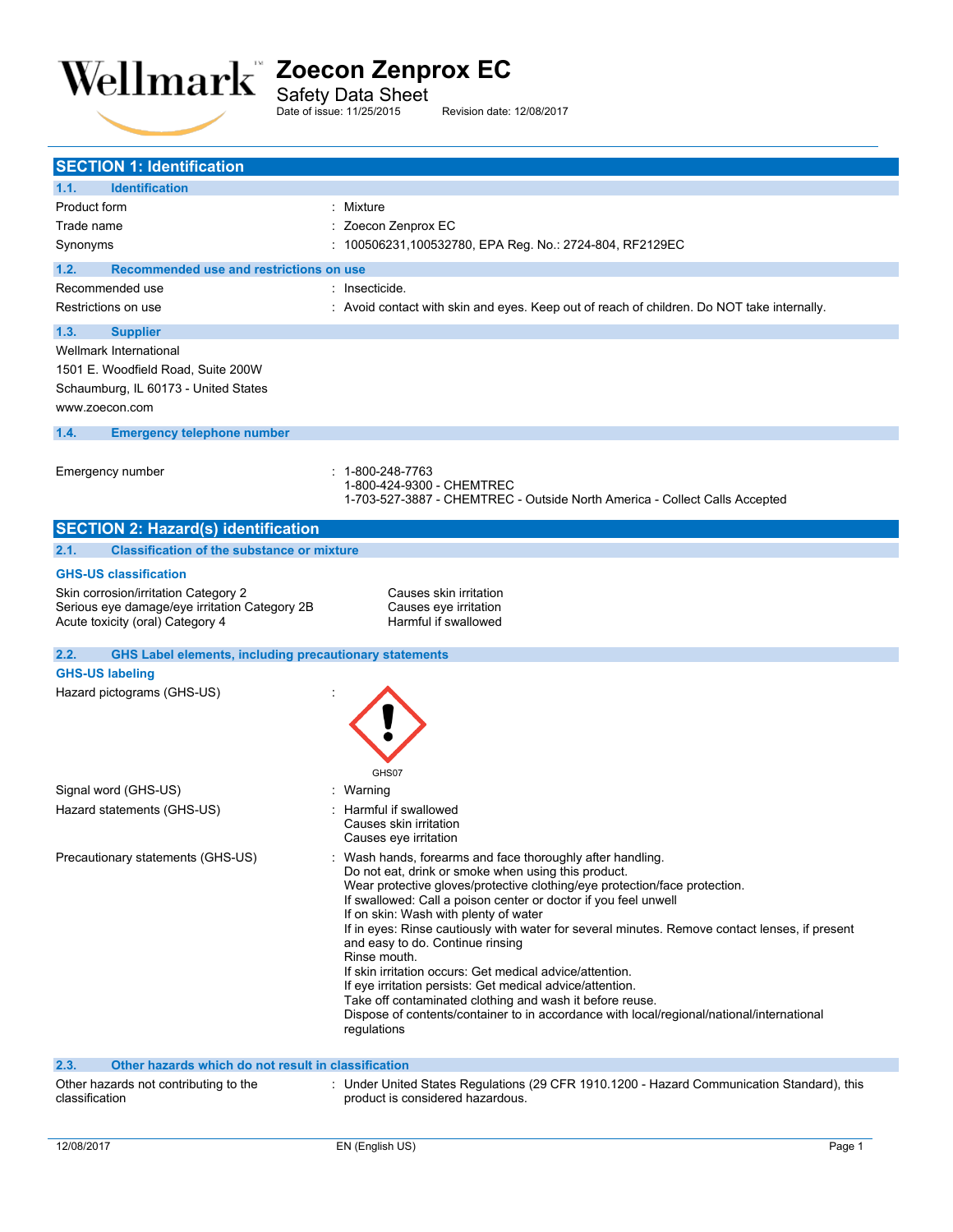# Zoecon Zenprox EC

Safety Data Sheet

Date of issue: 11/25/2015 Revision date: 12/08/2017

## SECTION 1: Identification

### 1.1. Identification

| | |
|---|---|
| Product form | : Mixture |
| Trade name | : Zoecon Zenprox EC |
| Synonyms | : 100506231,100532780, EPA Reg. No.: 2724-804, RF2129EC |

### 1.2. Recommended use and restrictions on use

| | |
|---|---|
| Recommended use | : Insecticide. |
| Restrictions on use | : Avoid contact with skin and eyes. Keep out of reach of children. Do NOT take internally. |

### 1.3. Supplier

Wellmark International
1501 E. Woodfield Road, Suite 200W
Schaumburg, IL 60173 - United States
www.zoecon.com

### 1.4. Emergency telephone number

Emergency number : 1-800-248-7763
1-800-424-9300 - CHEMTREC
1-703-527-3887 - CHEMTREC - Outside North America - Collect Calls Accepted

## SECTION 2: Hazard(s) identification

### 2.1. Classification of the substance or mixture

**GHS-US classification**

| | |
|---|---|
| Skin corrosion/irritation Category 2 | Causes skin irritation |
| Serious eye damage/eye irritation Category 2B | Causes eye irritation |
| Acute toxicity (oral) Category 4 | Harmful if swallowed |

### 2.2. GHS Label elements, including precautionary statements

**GHS-US labeling**

Hazard pictograms (GHS-US) :

GHS07

Signal word (GHS-US) : Warning

Hazard statements (GHS-US) : Harmful if swallowed
Causes skin irritation
Causes eye irritation

Precautionary statements (GHS-US) : Wash hands, forearms and face thoroughly after handling.
Do not eat, drink or smoke when using this product.
Wear protective gloves/protective clothing/eye protection/face protection.
If swallowed: Call a poison center or doctor if you feel unwell
If on skin: Wash with plenty of water
If in eyes: Rinse cautiously with water for several minutes. Remove contact lenses, if present and easy to do. Continue rinsing
Rinse mouth.
If skin irritation occurs: Get medical advice/attention.
If eye irritation persists: Get medical advice/attention.
Take off contaminated clothing and wash it before reuse.
Dispose of contents/container to in accordance with local/regional/national/international regulations

### 2.3. Other hazards which do not result in classification

Other hazards not contributing to the classification : Under United States Regulations (29 CFR 1910.1200 - Hazard Communication Standard), this product is considered hazardous.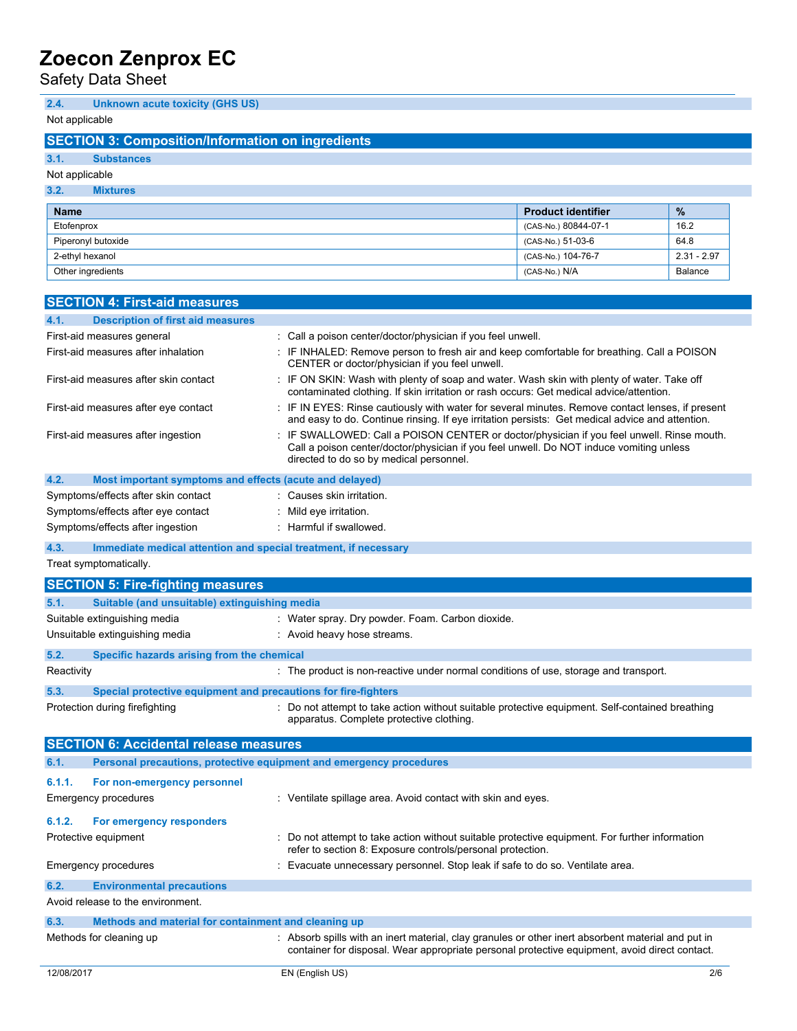### 2.4. Unknown acute toxicity (GHS US)

Not applicable

## SECTION 3: Composition/Information on ingredients

### 3.1. Substances

Not applicable

### 3.2. Mixtures

| Name | Product identifier | % |
|---|---|---|
| Etofenprox | (CAS-No.) 80844-07-1 | 16.2 |
| Piperonyl butoxide | (CAS-No.) 51-03-6 | 64.8 |
| 2-ethyl hexanol | (CAS-No.) 104-76-7 | 2.31 - 2.97 |
| Other ingredients | (CAS-No.) N/A | Balance |

## SECTION 4: First-aid measures

### 4.1. Description of first aid measures

First-aid measures general : Call a poison center/doctor/physician if you feel unwell.

First-aid measures after inhalation : IF INHALED: Remove person to fresh air and keep comfortable for breathing. Call a POISON CENTER or doctor/physician if you feel unwell.

First-aid measures after skin contact : IF ON SKIN: Wash with plenty of soap and water. Wash skin with plenty of water. Take off contaminated clothing. If skin irritation or rash occurs: Get medical advice/attention.

First-aid measures after eye contact : IF IN EYES: Rinse cautiously with water for several minutes. Remove contact lenses, if present and easy to do. Continue rinsing. If eye irritation persists: Get medical advice and attention.

First-aid measures after ingestion : IF SWALLOWED: Call a POISON CENTER or doctor/physician if you feel unwell. Rinse mouth. Call a poison center/doctor/physician if you feel unwell. Do NOT induce vomiting unless directed to do so by medical personnel.

### 4.2. Most important symptoms and effects (acute and delayed)

Symptoms/effects after skin contact : Causes skin irritation.

Symptoms/effects after eye contact : Mild eye irritation.

Symptoms/effects after ingestion : Harmful if swallowed.

### 4.3. Immediate medical attention and special treatment, if necessary

Treat symptomatically.

## SECTION 5: Fire-fighting measures

### 5.1. Suitable (and unsuitable) extinguishing media

Suitable extinguishing media : Water spray. Dry powder. Foam. Carbon dioxide.

Unsuitable extinguishing media : Avoid heavy hose streams.

### 5.2. Specific hazards arising from the chemical

Reactivity : The product is non-reactive under normal conditions of use, storage and transport.

### 5.3. Special protective equipment and precautions for fire-fighters

Protection during firefighting : Do not attempt to take action without suitable protective equipment. Self-contained breathing apparatus. Complete protective clothing.

## SECTION 6: Accidental release measures

### 6.1. Personal precautions, protective equipment and emergency procedures

#### 6.1.1. For non-emergency personnel

Emergency procedures : Ventilate spillage area. Avoid contact with skin and eyes.

#### 6.1.2. For emergency responders

Protective equipment : Do not attempt to take action without suitable protective equipment. For further information refer to section 8: Exposure controls/personal protection.

Emergency procedures : Evacuate unnecessary personnel. Stop leak if safe to do so. Ventilate area.

### 6.2. Environmental precautions

Avoid release to the environment.

### 6.3. Methods and material for containment and cleaning up

Methods for cleaning up : Absorb spills with an inert material, clay granules or other inert absorbent material and put in container for disposal. Wear appropriate personal protective equipment, avoid direct contact.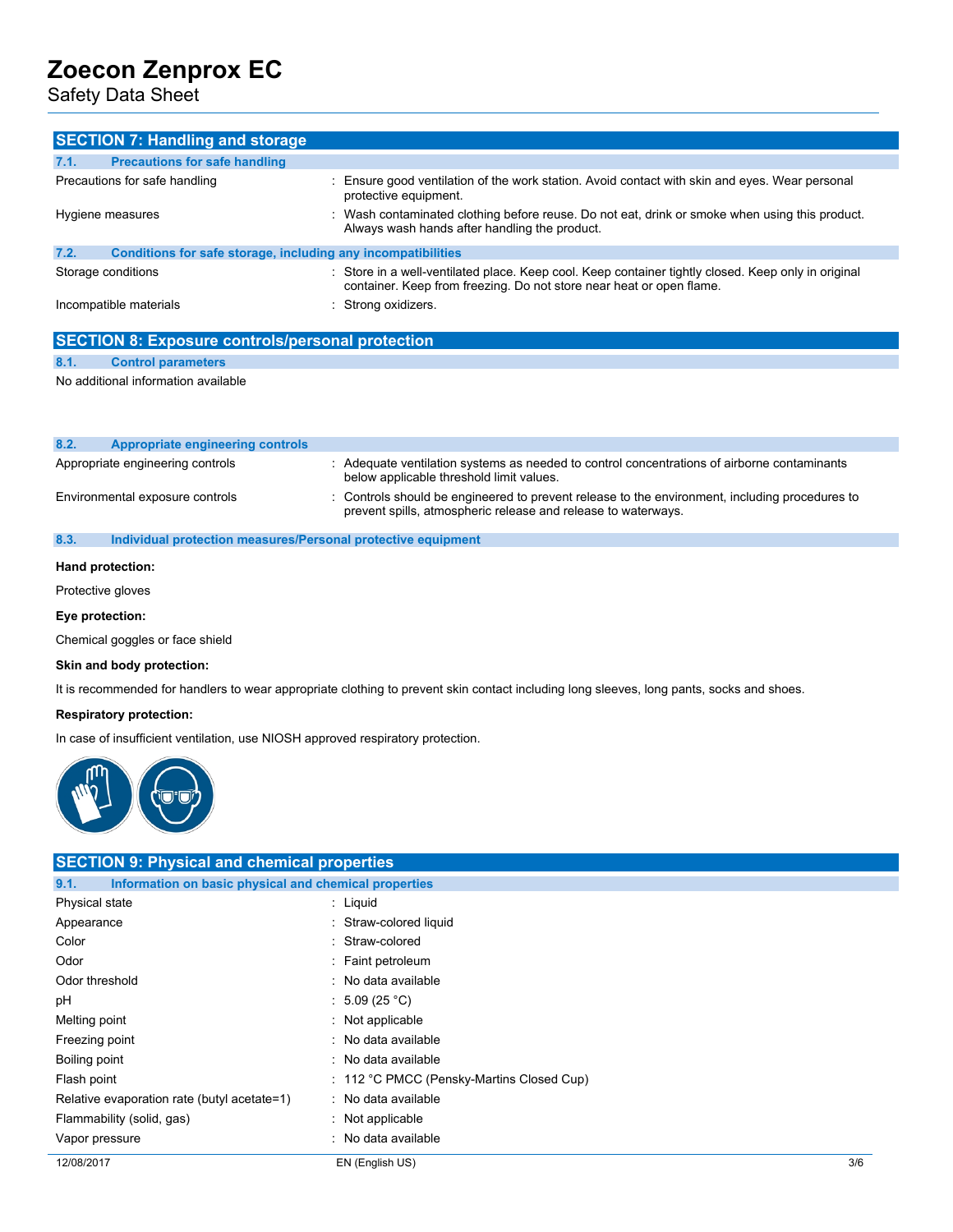## SECTION 7: Handling and storage

### 7.1. Precautions for safe handling

| | |
|---|---|
| Precautions for safe handling | : Ensure good ventilation of the work station. Avoid contact with skin and eyes. Wear personal protective equipment. |
| Hygiene measures | : Wash contaminated clothing before reuse. Do not eat, drink or smoke when using this product. Always wash hands after handling the product. |

### 7.2. Conditions for safe storage, including any incompatibilities

| | |
|---|---|
| Storage conditions | : Store in a well-ventilated place. Keep cool. Keep container tightly closed. Keep only in original container. Keep from freezing. Do not store near heat or open flame. |
| Incompatible materials | : Strong oxidizers. |

## SECTION 8: Exposure controls/personal protection

### 8.1. Control parameters

No additional information available

### 8.2. Appropriate engineering controls

| | |
|---|---|
| Appropriate engineering controls | : Adequate ventilation systems as needed to control concentrations of airborne contaminants below applicable threshold limit values. |
| Environmental exposure controls | : Controls should be engineered to prevent release to the environment, including procedures to prevent spills, atmospheric release and release to waterways. |

### 8.3. Individual protection measures/Personal protective equipment

**Hand protection:**

Protective gloves

**Eye protection:**

Chemical goggles or face shield

**Skin and body protection:**

It is recommended for handlers to wear appropriate clothing to prevent skin contact including long sleeves, long pants, socks and shoes.

**Respiratory protection:**

In case of insufficient ventilation, use NIOSH approved respiratory protection.

## SECTION 9: Physical and chemical properties

### 9.1. Information on basic physical and chemical properties

| | |
|---|---|
| Physical state | : Liquid |
| Appearance | : Straw-colored liquid |
| Color | : Straw-colored |
| Odor | : Faint petroleum |
| Odor threshold | : No data available |
| pH | : 5.09 (25 °C) |
| Melting point | : Not applicable |
| Freezing point | : No data available |
| Boiling point | : No data available |
| Flash point | : 112 °C PMCC (Pensky-Martins Closed Cup) |
| Relative evaporation rate (butyl acetate=1) | : No data available |
| Flammability (solid, gas) | : Not applicable |
| Vapor pressure | : No data available |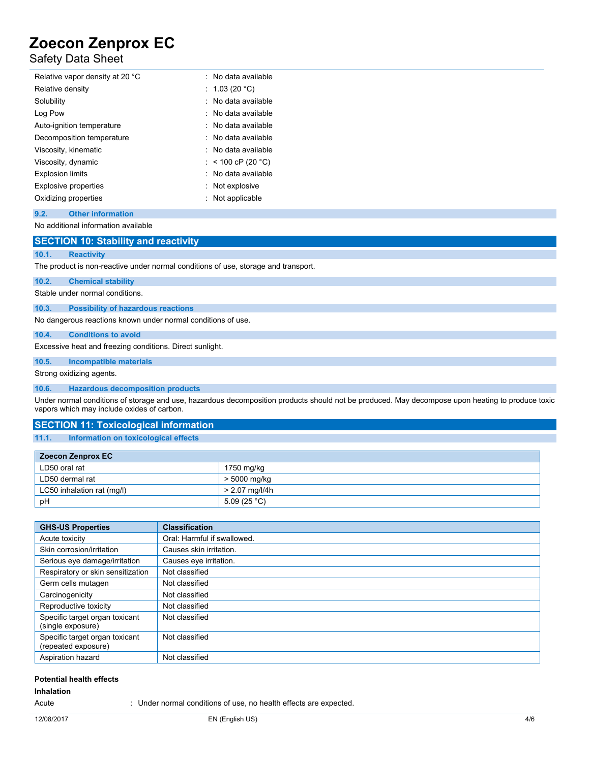| | |
|---|---|
| Relative vapor density at 20 °C | : No data available |
| Relative density | : 1.03 (20 °C) |
| Solubility | : No data available |
| Log Pow | : No data available |
| Auto-ignition temperature | : No data available |
| Decomposition temperature | : No data available |
| Viscosity, kinematic | : No data available |
| Viscosity, dynamic | : < 100 cP (20 °C) |
| Explosion limits | : No data available |
| Explosive properties | : Not explosive |
| Oxidizing properties | : Not applicable |

### 9.2. Other information

No additional information available

## SECTION 10: Stability and reactivity

### 10.1. Reactivity

The product is non-reactive under normal conditions of use, storage and transport.

### 10.2. Chemical stability

Stable under normal conditions.

### 10.3. Possibility of hazardous reactions

No dangerous reactions known under normal conditions of use.

### 10.4. Conditions to avoid

Excessive heat and freezing conditions. Direct sunlight.

### 10.5. Incompatible materials

Strong oxidizing agents.

### 10.6. Hazardous decomposition products

Under normal conditions of storage and use, hazardous decomposition products should not be produced. May decompose upon heating to produce toxic vapors which may include oxides of carbon.

## SECTION 11: Toxicological information

### 11.1. Information on toxicological effects

| Zoecon Zenprox EC | |
|---|---|
| LD50 oral rat | 1750 mg/kg |
| LD50 dermal rat | > 5000 mg/kg |
| LC50 inhalation rat (mg/l) | > 2.07 mg/l/4h |
| pH | 5.09 (25 °C) |

| GHS-US Properties | Classification |
|---|---|
| Acute toxicity | Oral: Harmful if swallowed. |
| Skin corrosion/irritation | Causes skin irritation. |
| Serious eye damage/irritation | Causes eye irritation. |
| Respiratory or skin sensitization | Not classified |
| Germ cells mutagen | Not classified |
| Carcinogenicity | Not classified |
| Reproductive toxicity | Not classified |
| Specific target organ toxicant (single exposure) | Not classified |
| Specific target organ toxicant (repeated exposure) | Not classified |
| Aspiration hazard | Not classified |

**Potential health effects**

**Inhalation**

Acute : Under normal conditions of use, no health effects are expected.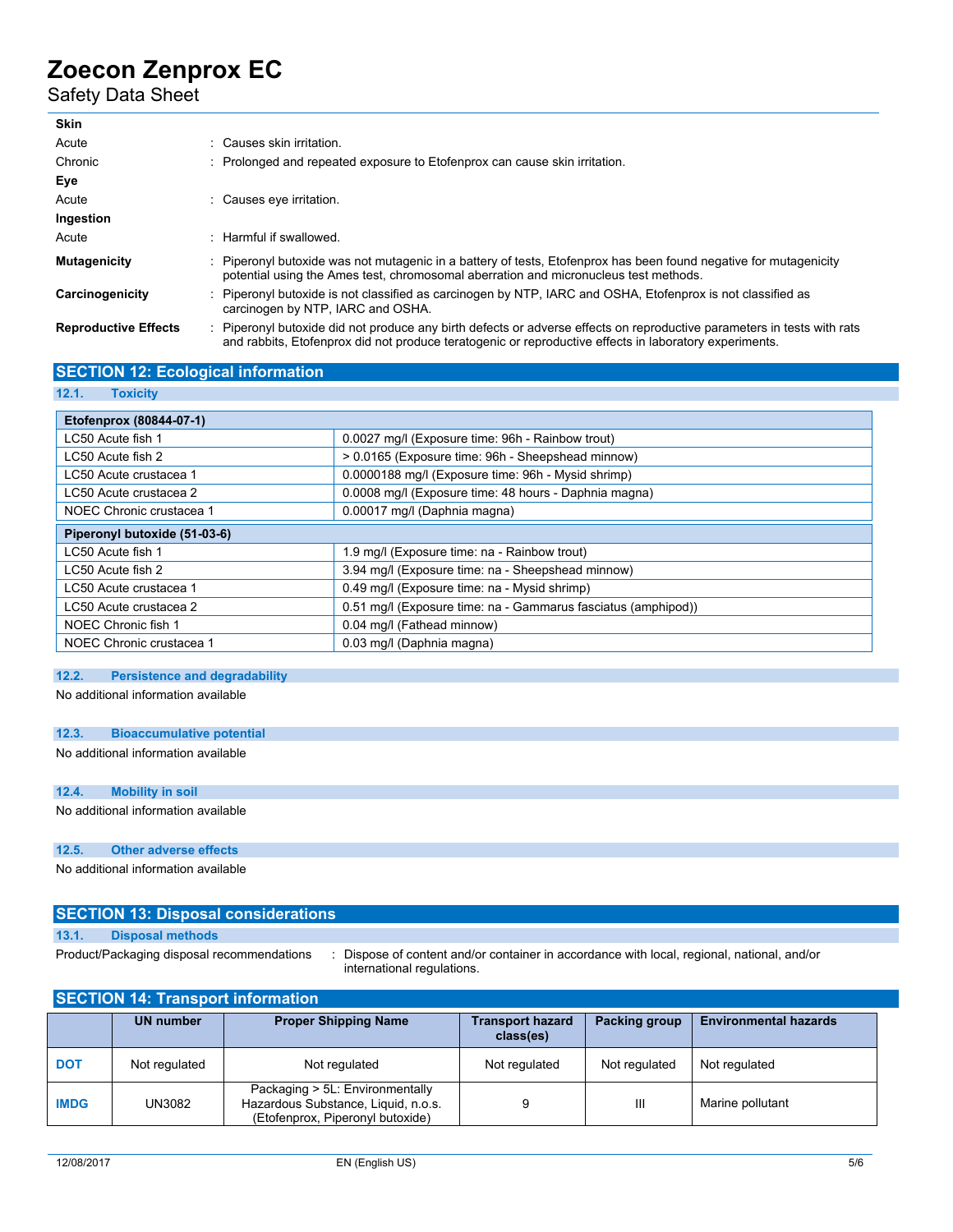**Skin**

| | |
|---|---|
| Acute | : Causes skin irritation. |
| Chronic | : Prolonged and repeated exposure to Etofenprox can cause skin irritation. |

**Eye**

| | |
|---|---|
| Acute | : Causes eye irritation. |

**Ingestion**

| | |
|---|---|
| Acute | : Harmful if swallowed. |

**Mutagenicity** : Piperonyl butoxide was not mutagenic in a battery of tests, Etofenprox has been found negative for mutagenicity potential using the Ames test, chromosomal aberration and micronucleus test methods.

**Carcinogenicity** : Piperonyl butoxide is not classified as carcinogen by NTP, IARC and OSHA, Etofenprox is not classified as carcinogen by NTP, IARC and OSHA.

**Reproductive Effects** : Piperonyl butoxide did not produce any birth defects or adverse effects on reproductive parameters in tests with rats and rabbits, Etofenprox did not produce teratogenic or reproductive effects in laboratory experiments.

## SECTION 12: Ecological information

### 12.1. Toxicity

| Etofenprox (80844-07-1) | |
|---|---|
| LC50 Acute fish 1 | 0.0027 mg/l (Exposure time: 96h - Rainbow trout) |
| LC50 Acute fish 2 | > 0.0165 (Exposure time: 96h - Sheepshead minnow) |
| LC50 Acute crustacea 1 | 0.0000188 mg/l (Exposure time: 96h - Mysid shrimp) |
| LC50 Acute crustacea 2 | 0.0008 mg/l (Exposure time: 48 hours - Daphnia magna) |
| NOEC Chronic crustacea 1 | 0.00017 mg/l (Daphnia magna) |
| **Piperonyl butoxide (51-03-6)** | |
| LC50 Acute fish 1 | 1.9 mg/l (Exposure time: na - Rainbow trout) |
| LC50 Acute fish 2 | 3.94 mg/l (Exposure time: na - Sheepshead minnow) |
| LC50 Acute crustacea 1 | 0.49 mg/l (Exposure time: na - Mysid shrimp) |
| LC50 Acute crustacea 2 | 0.51 mg/l (Exposure time: na - Gammarus fasciatus (amphipod)) |
| NOEC Chronic fish 1 | 0.04 mg/l (Fathead minnow) |
| NOEC Chronic crustacea 1 | 0.03 mg/l (Daphnia magna) |

### 12.2. Persistence and degradability

No additional information available

### 12.3. Bioaccumulative potential

No additional information available

### 12.4. Mobility in soil

No additional information available

### 12.5. Other adverse effects

No additional information available

## SECTION 13: Disposal considerations

### 13.1. Disposal methods

Product/Packaging disposal recommendations : Dispose of content and/or container in accordance with local, regional, national, and/or international regulations.

## SECTION 14: Transport information

| | UN number | Proper Shipping Name | Transport hazard class(es) | Packing group | Environmental hazards |
|---|---|---|---|---|---|
| DOT | Not regulated | Not regulated | Not regulated | Not regulated | Not regulated |
| IMDG | UN3082 | Packaging > 5L: Environmentally Hazardous Substance, Liquid, n.o.s. (Etofenprox, Piperonyl butoxide) | 9 | III | Marine pollutant |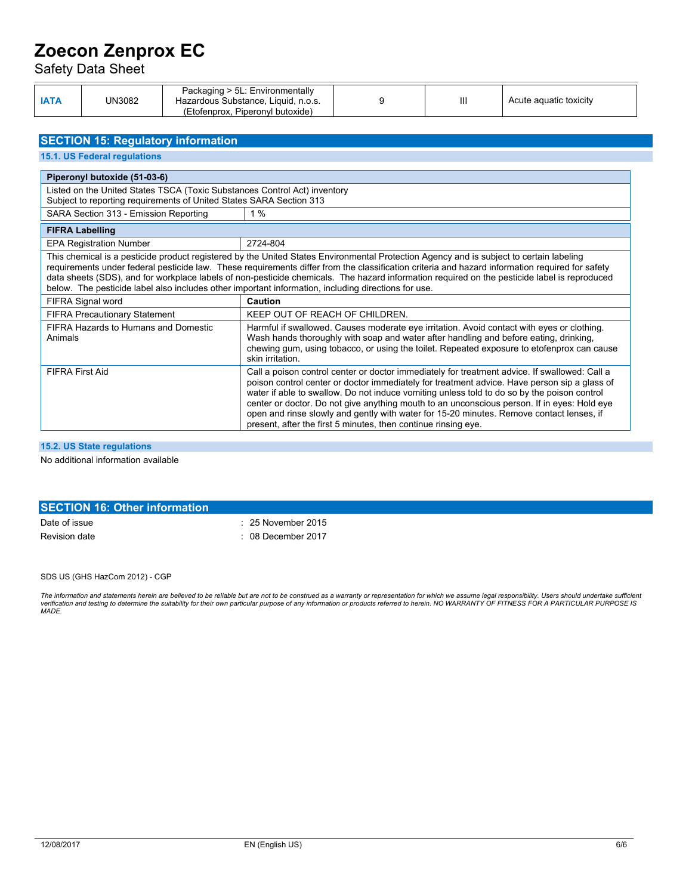| | | | | | |
|---|---|---|---|---|---|
| IATA | UN3082 | Packaging > 5L: Environmentally Hazardous Substance, Liquid, n.o.s. (Etofenprox, Piperonyl butoxide) | 9 | III | Acute aquatic toxicity |

## SECTION 15: Regulatory information

### 15.1. US Federal regulations

| Piperonyl butoxide (51-03-6) | |
|---|---|
| Listed on the United States TSCA (Toxic Substances Control Act) inventory<br>Subject to reporting requirements of United States SARA Section 313 | |
| SARA Section 313 - Emission Reporting | 1 % |

| **FIFRA Labelling** | |
|---|---|
| EPA Registration Number | 2724-804 |
| This chemical is a pesticide product registered by the United States Environmental Protection Agency and is subject to certain labeling requirements under federal pesticide law. These requirements differ from the classification criteria and hazard information required for safety data sheets (SDS), and for workplace labels of non-pesticide chemicals. The hazard information required on the pesticide label is reproduced below. The pesticide label also includes other important information, including directions for use. | |
| FIFRA Signal word | **Caution** |
| FIFRA Precautionary Statement | KEEP OUT OF REACH OF CHILDREN. |
| FIFRA Hazards to Humans and Domestic Animals | Harmful if swallowed. Causes moderate eye irritation. Avoid contact with eyes or clothing. Wash hands thoroughly with soap and water after handling and before eating, drinking, chewing gum, using tobacco, or using the toilet. Repeated exposure to etofenprox can cause skin irritation. |
| FIFRA First Aid | Call a poison control center or doctor immediately for treatment advice. If swallowed: Call a poison control center or doctor immediately for treatment advice. Have person sip a glass of water if able to swallow. Do not induce vomiting unless told to do so by the poison control center or doctor. Do not give anything mouth to an unconscious person. If in eyes: Hold eye open and rinse slowly and gently with water for 15-20 minutes. Remove contact lenses, if present, after the first 5 minutes, then continue rinsing eye. |

### 15.2. US State regulations

No additional information available

## SECTION 16: Other information

Date of issue : 25 November 2015

Revision date : 08 December 2017

SDS US (GHS HazCom 2012) - CGP

*The information and statements herein are believed to be reliable but are not to be construed as a warranty or representation for which we assume legal responsibility. Users should undertake sufficient verification and testing to determine the suitability for their own particular purpose of any information or products referred to herein. NO WARRANTY OF FITNESS FOR A PARTICULAR PURPOSE IS MADE.*